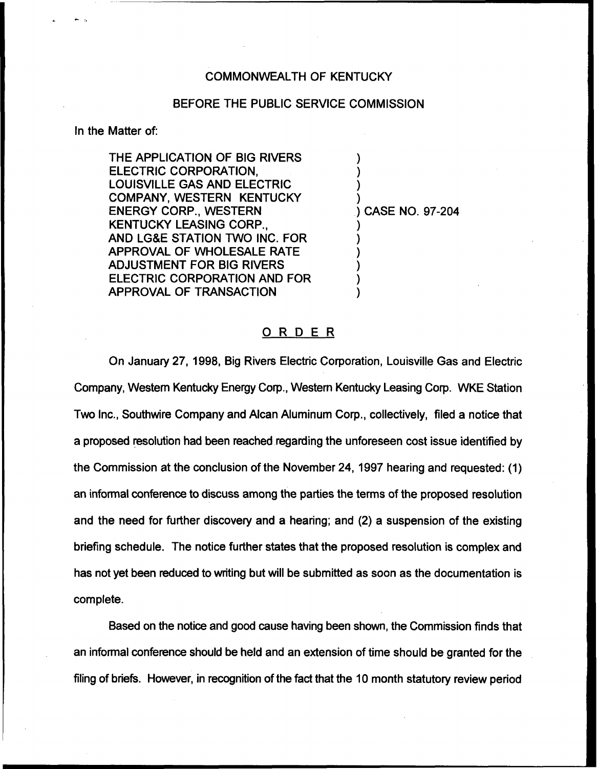COMMONWEALTH OF KENTUCKY

BEFORE THE PUBLIC SERVICE COMMISSION

In the Matter of:

THE APPLICATION OF BIG RIVERS ELECTRIC CORPORATION, LOUISVILLE GAS AND ELECTRIC COMPANY, WESTERN KENTUCKY ENERGY CORP., WESTERN KENTUCKY LEASING CORP., AND LG&E STATION TWO INC. FOR APPROVAL OF WHOLESALE RATE ADJUSTMENT FOR BIG RIVERS ELECTRIC CORPORATION AND FOR APPROVAL OF TRANSACTION ) CASE NO. 97-204

## ORDER

On January 27, 1998, Big Rivers Electric Corporation, Louisville Gas and Electric Company, Western Kentucky Energy Corp., Western Kentucky Leasing Corp. WKE Station Two Inc., Southwire Company and Alcan Aluminum Corp., collectively, filed a notice that a proposed resolution had been reached regarding the unforeseen cost issue identified by the Commission at the conclusion of the November 24, 1997 hearing and requested: (1) an informal conference to discuss among the parties the terms of the proposed resolution and the need for further discovery and a hearing; and (2) a suspension of the existing briefing schedule. The notice further states that the proposed resolution is complex and has not yet been reduced to writing but will be submitted as soon as the documentation is complete.

Based on the notice and good cause having been shown, the Commission finds that an informal conference should be held and an extension of time should be granted for the filing of briefs. However, in recognition of the fact that the 10 month statutory review period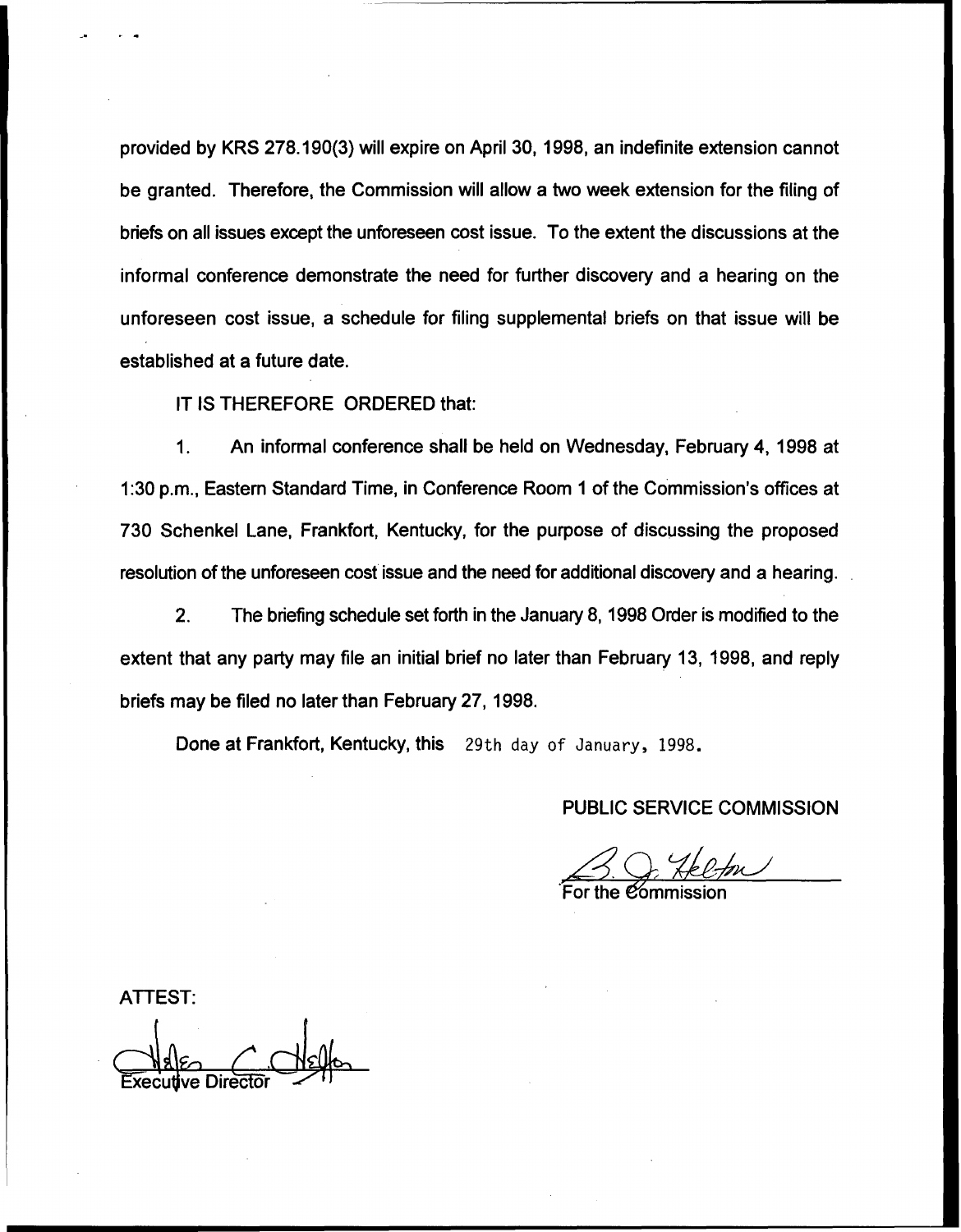provided by KRS 278.190(3) will expire on April 30, 1998, an indefinite extension cannot be granted. Therefore, the Commission will allow a two week extension for the filing of briefs on all issues except the unforeseen cost issue. To the extent the discussions at the informal conference demonstrate the need for further discovery and a hearing on the unforeseen cost issue, a schedule for filing supplemental briefs on that issue will be established at a future date.

IT IS THEREFORE ORDERED that:

1. An informal conference shall be held on Wednesday, February 4, 1998 at 1:30 p.m., Eastern Standard Time, in Conference Room 1 of the Commission's offices at 730 Schenkel Lane, Frankfort, Kentucky, for the purpose of discussing the proposed resolution of the unforeseen cost issue and the need for additional discovery and a hearing.

2. The briefing schedule set forth in the January 8, 1998 Order is modified to the extent that any party may file an initial brief no later than February 13, 1998, and reply briefs may be filed no later than February 27, 1998.

Done at Frankfort, Kentucky, this 29th day of January, 1998.

PUBLIC SERVICE COMMISSION

For the Commission

ATTEST:

Executive Director